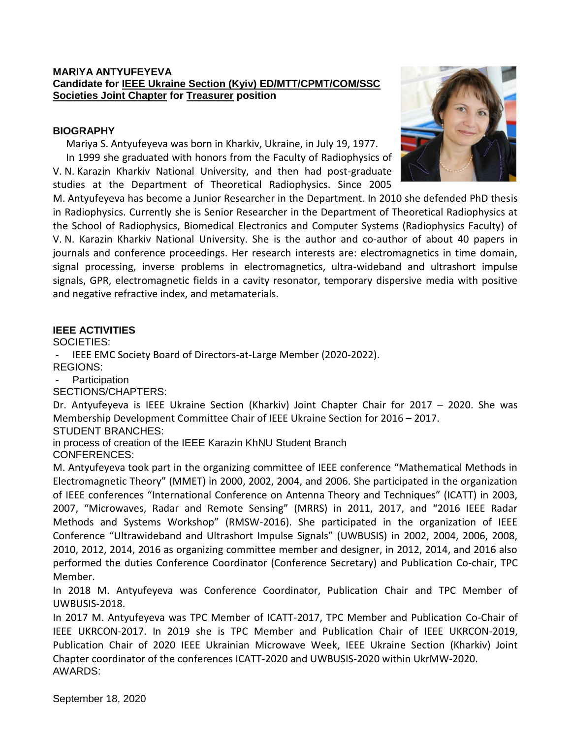**MARIYA ANTYUFEYEVA**
**Candidate for IEEE Ukraine Section (Kyiv) ED/MTT/CPMT/COM/SSC Societies Joint Chapter for Treasurer position**

## BIOGRAPHY

Mariya S. Antyufeyeva was born in Kharkiv, Ukraine, in July 19, 1977.

In 1999 she graduated with honors from the Faculty of Radiophysics of V. N. Karazin Kharkiv National University, and then had post-graduate studies at the Department of Theoretical Radiophysics. Since 2005 M. Antyufeyeva has become a Junior Researcher in the Department. In 2010 she defended PhD thesis in Radiophysics. Currently she is Senior Researcher in the Department of Theoretical Radiophysics at the School of Radiophysics, Biomedical Electronics and Computer Systems (Radiophysics Faculty) of V. N. Karazin Kharkiv National University. She is the author and co-author of about 40 papers in journals and conference proceedings. Her research interests are: electromagnetics in time domain, signal processing, inverse problems in electromagnetics, ultra-wideband and ultrashort impulse signals, GPR, electromagnetic fields in a cavity resonator, temporary dispersive media with positive and negative refractive index, and metamaterials.

## IEEE ACTIVITIES

SOCIETIES:

- IEEE EMC Society Board of Directors-at-Large Member (2020-2022).

REGIONS:

- Participation

SECTIONS/CHAPTERS:

Dr. Antyufeyeva is IEEE Ukraine Section (Kharkiv) Joint Chapter Chair for 2017 – 2020. She was Membership Development Committee Chair of IEEE Ukraine Section for 2016 – 2017.

STUDENT BRANCHES:

in process of creation of the IEEE Karazin KhNU Student Branch

CONFERENCES:

M. Antyufeyeva took part in the organizing committee of IEEE conference “Mathematical Methods in Electromagnetic Theory” (MMET) in 2000, 2002, 2004, and 2006. She participated in the organization of IEEE conferences “International Conference on Antenna Theory and Techniques” (ICATT) in 2003, 2007, “Microwaves, Radar and Remote Sensing” (MRRS) in 2011, 2017, and “2016 IEEE Radar Methods and Systems Workshop” (RMSW-2016). She participated in the organization of IEEE Conference “Ultrawideband and Ultrashort Impulse Signals” (UWBUSIS) in 2002, 2004, 2006, 2008, 2010, 2012, 2014, 2016 as organizing committee member and designer, in 2012, 2014, and 2016 also performed the duties Conference Coordinator (Conference Secretary) and Publication Co-chair, TPC Member.

In 2018 M. Antyufeyeva was Conference Coordinator, Publication Chair and TPC Member of UWBUSIS-2018.

In 2017 M. Antyufeyeva was TPC Member of ICATT-2017, TPC Member and Publication Co-Chair of IEEE UKRCON-2017. In 2019 she is TPC Member and Publication Chair of IEEE UKRCON-2019, Publication Chair of 2020 IEEE Ukrainian Microwave Week, IEEE Ukraine Section (Kharkiv) Joint Chapter coordinator of the conferences ICATT-2020 and UWBUSIS-2020 within UkrMW-2020.

AWARDS:

September 18, 2020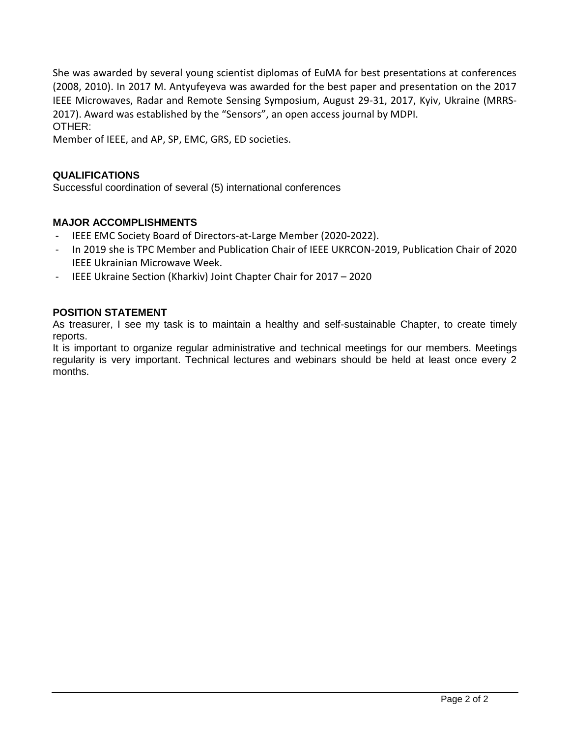She was awarded by several young scientist diplomas of EuMA for best presentations at conferences (2008, 2010). In 2017 M. Antyufeyeva was awarded for the best paper and presentation on the 2017 IEEE Microwaves, Radar and Remote Sensing Symposium, August 29-31, 2017, Kyiv, Ukraine (MRRS-2017). Award was established by the "Sensors", an open access journal by MDPI.

OTHER:

Member of IEEE, and AP, SP, EMC, GRS, ED societies.

## QUALIFICATIONS

Successful coordination of several (5) international conferences

## MAJOR ACCOMPLISHMENTS

- IEEE EMC Society Board of Directors-at-Large Member (2020-2022).
- In 2019 she is TPC Member and Publication Chair of IEEE UKRCON-2019, Publication Chair of 2020 IEEE Ukrainian Microwave Week.
- IEEE Ukraine Section (Kharkiv) Joint Chapter Chair for 2017 – 2020

## POSITION STATEMENT

As treasurer, I see my task is to maintain a healthy and self-sustainable Chapter, to create timely reports.

It is important to organize regular administrative and technical meetings for our members. Meetings regularity is very important. Technical lectures and webinars should be held at least once every 2 months.